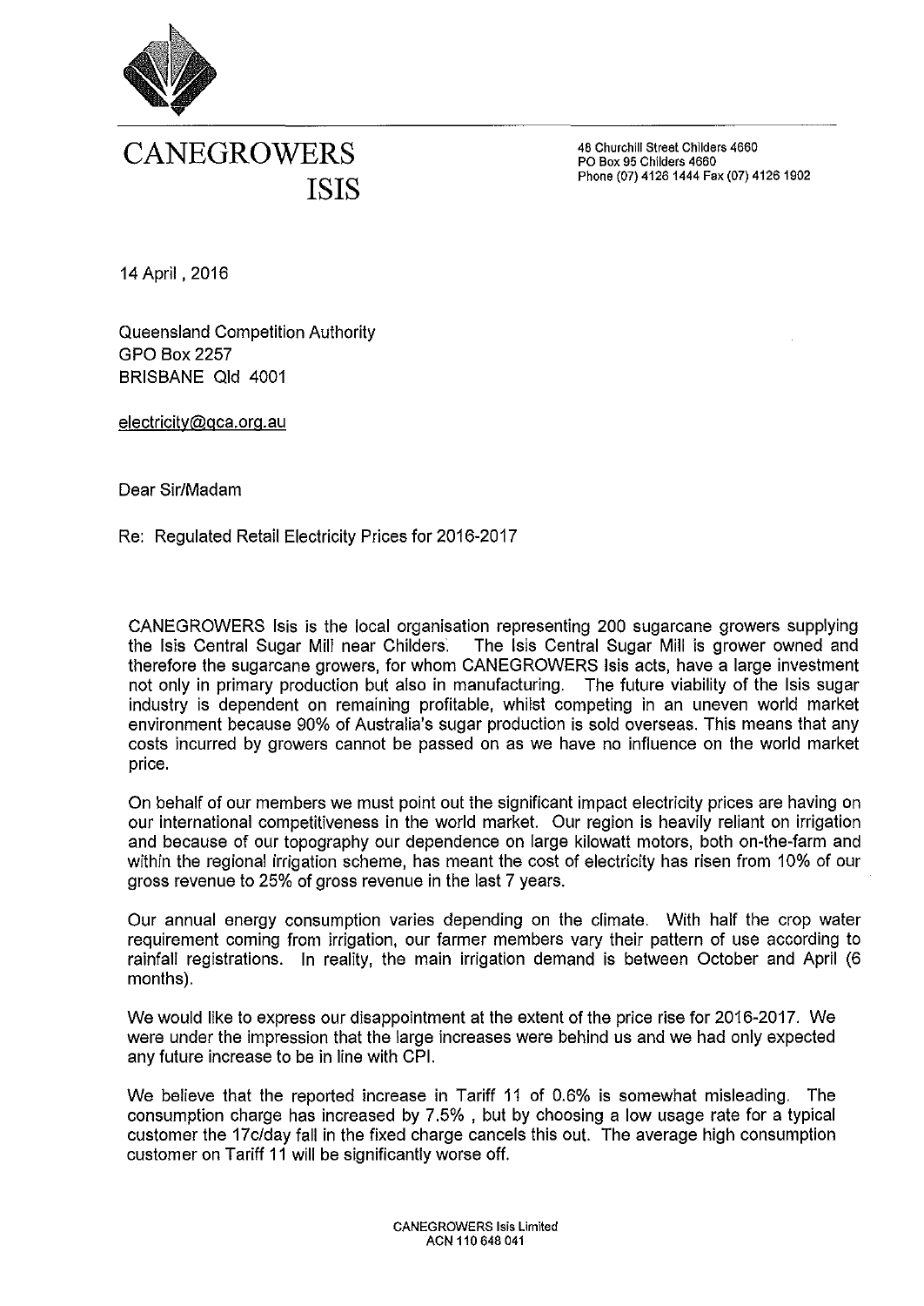# CANEGROWERS ISIS

48 Churchill Street Childers 4660
PO Box 95 Childers 4660
Phone (07) 4126 1444 Fax (07) 4126 1902

14 April , 2016

Queensland Competition Authority
GPO Box 2257
BRISBANE Qld 4001

electricity@qca.org.au

Dear Sir/Madam

Re: Regulated Retail Electricity Prices for 2016-2017

CANEGROWERS Isis is the local organisation representing 200 sugarcane growers supplying the Isis Central Sugar Mill near Childers. The Isis Central Sugar Mill is grower owned and therefore the sugarcane growers, for whom CANEGROWERS Isis acts, have a large investment not only in primary production but also in manufacturing. The future viability of the Isis sugar industry is dependent on remaining profitable, whilst competing in an uneven world market environment because 90% of Australia's sugar production is sold overseas. This means that any costs incurred by growers cannot be passed on as we have no influence on the world market price.

On behalf of our members we must point out the significant impact electricity prices are having on our international competitiveness in the world market. Our region is heavily reliant on irrigation and because of our topography our dependence on large kilowatt motors, both on-the-farm and within the regional irrigation scheme, has meant the cost of electricity has risen from 10% of our gross revenue to 25% of gross revenue in the last 7 years.

Our annual energy consumption varies depending on the climate. With half the crop water requirement coming from irrigation, our farmer members vary their pattern of use according to rainfall registrations. In reality, the main irrigation demand is between October and April (6 months).

We would like to express our disappointment at the extent of the price rise for 2016-2017. We were under the impression that the large increases were behind us and we had only expected any future increase to be in line with CPI.

We believe that the reported increase in Tariff 11 of 0.6% is somewhat misleading. The consumption charge has increased by 7.5% , but by choosing a low usage rate for a typical customer the 17c/day fall in the fixed charge cancels this out. The average high consumption customer on Tariff 11 will be significantly worse off.

CANEGROWERS Isis Limited
ACN 110 648 041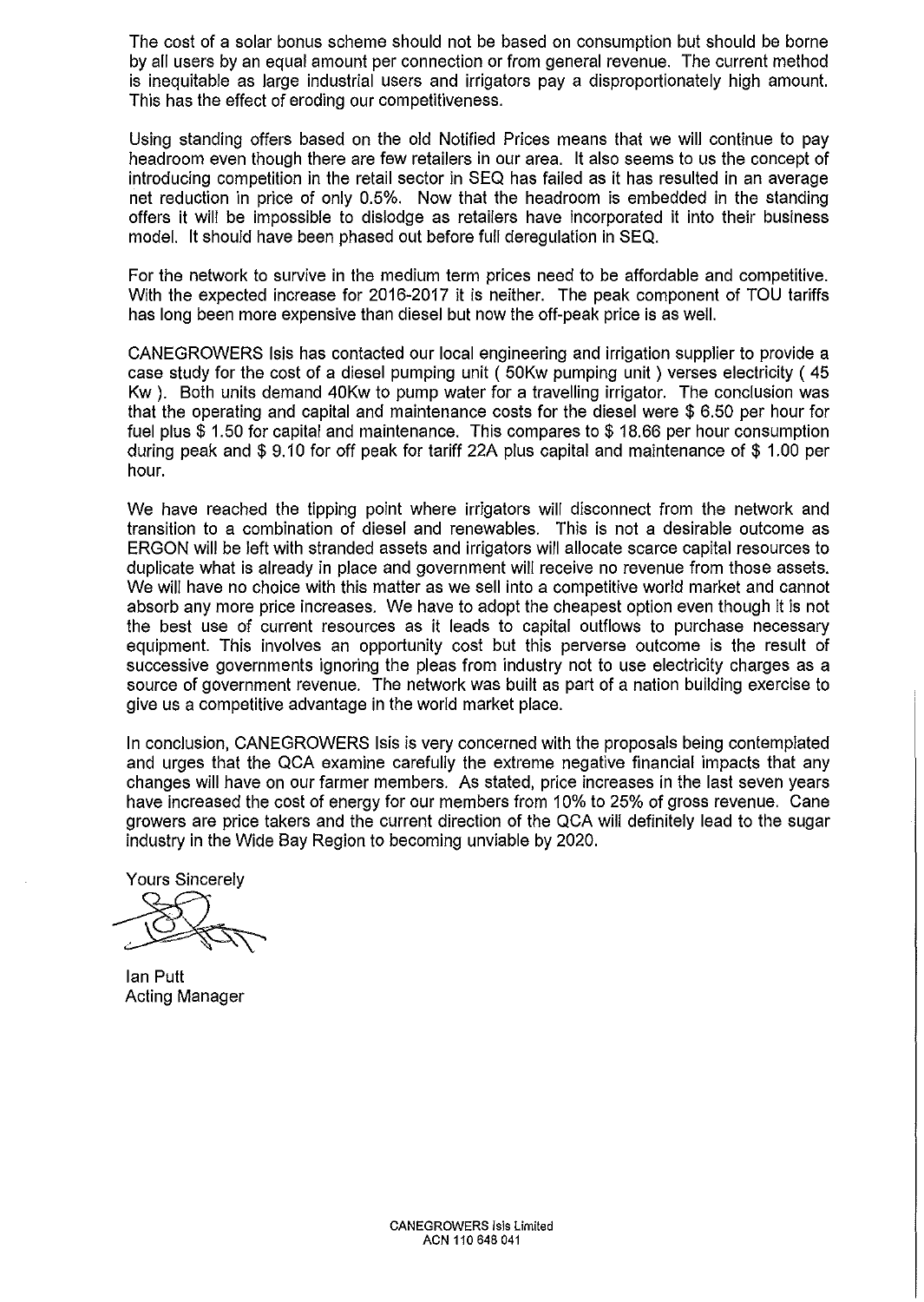The cost of a solar bonus scheme should not be based on consumption but should be borne by all users by an equal amount per connection or from general revenue. The current method is inequitable as large industrial users and irrigators pay a disproportionately high amount. This has the effect of eroding our competitiveness.

Using standing offers based on the old Notified Prices means that we will continue to pay headroom even though there are few retailers in our area. It also seems to us the concept of introducing competition in the retail sector in SEQ has failed as it has resulted in an average net reduction in price of only 0.5%. Now that the headroom is embedded in the standing offers it will be impossible to dislodge as retailers have incorporated it into their business model. It should have been phased out before full deregulation in SEQ.

For the network to survive in the medium term prices need to be affordable and competitive. With the expected increase for 2016-2017 it is neither. The peak component of TOU tariffs has long been more expensive than diesel but now the off-peak price is as well.

CANEGROWERS Isis has contacted our local engineering and irrigation supplier to provide a case study for the cost of a diesel pumping unit ( 50Kw pumping unit ) verses electricity ( 45 Kw ). Both units demand 40Kw to pump water for a travelling irrigator. The conclusion was that the operating and capital and maintenance costs for the diesel were $ 6.50 per hour for fuel plus $ 1.50 for capital and maintenance. This compares to $ 18.66 per hour consumption during peak and $ 9.10 for off peak for tariff 22A plus capital and maintenance of $ 1.00 per hour.

We have reached the tipping point where irrigators will disconnect from the network and transition to a combination of diesel and renewables. This is not a desirable outcome as ERGON will be left with stranded assets and irrigators will allocate scarce capital resources to duplicate what is already in place and government will receive no revenue from those assets. We will have no choice with this matter as we sell into a competitive world market and cannot absorb any more price increases. We have to adopt the cheapest option even though it is not the best use of current resources as it leads to capital outflows to purchase necessary equipment. This involves an opportunity cost but this perverse outcome is the result of successive governments ignoring the pleas from industry not to use electricity charges as a source of government revenue. The network was built as part of a nation building exercise to give us a competitive advantage in the world market place.

In conclusion, CANEGROWERS Isis is very concerned with the proposals being contemplated and urges that the QCA examine carefully the extreme negative financial impacts that any changes will have on our farmer members. As stated, price increases in the last seven years have increased the cost of energy for our members from 10% to 25% of gross revenue. Cane growers are price takers and the current direction of the QCA will definitely lead to the sugar industry in the Wide Bay Region to becoming unviable by 2020.

Yours Sincerely

Ian Putt
Acting Manager

CANEGROWERS Isis Limited
ACN 110 648 041